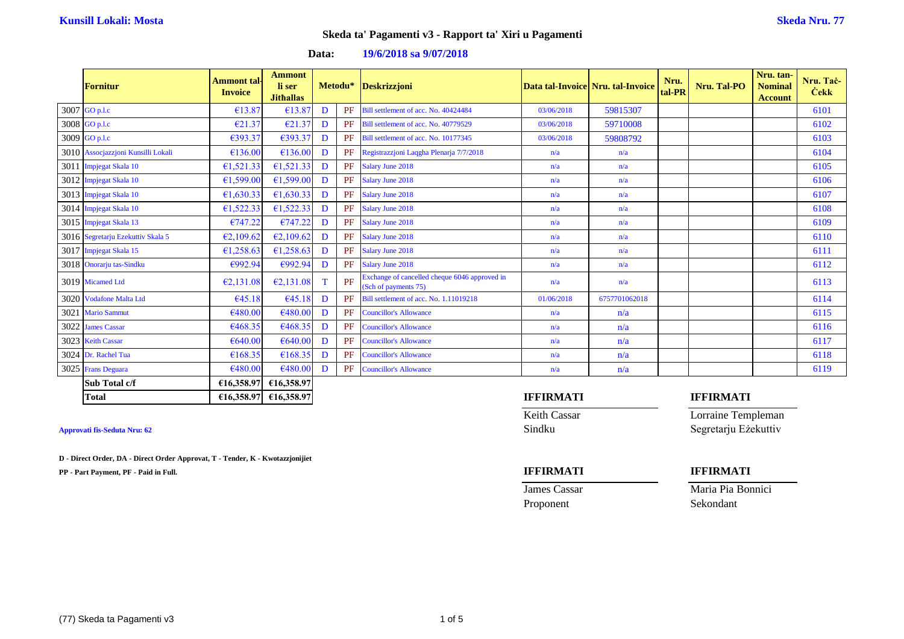**Kunsill Lokali: Mosta**

**Skeda Nru. 77**

## Skeda ta' Pagamenti v3 - Rapport ta' Xiri u Pagamenti

**Data: 19/6/2018 sa 9/07/2018**

| | Fornitur | Ammont tal-Invoice | Ammont li ser Jitħallas | Metodu* | | Deskrizzjoni | Data tal-Invoice | Nru. tal-Invoice | Nru. tal-PR | Nru. Tal-PO | Nru. tan-Nominal Account | Nru. Taċ-Ċekk |
|---|---|---|---|---|---|---|---|---|---|---|---|---|
| 3007 | GO p.l.c | €13.87 | €13.87 | D | PF | Bill settlement of acc. No. 40424484 | 03/06/2018 | 59815307 | | | | 6101 |
| 3008 | GO p.l.c | €21.37 | €21.37 | D | PF | Bill settlement of acc. No. 40779529 | 03/06/2018 | 59710008 | | | | 6102 |
| 3009 | GO p.l.c | €393.37 | €393.37 | D | PF | Bill settlement of acc. No. 10177345 | 03/06/2018 | 59808792 | | | | 6103 |
| 3010 | Assocjazzjoni Kunsilli Lokali | €136.00 | €136.00 | D | PF | Registrazzjoni Laqgha Plenarja 7/7/2018 | n/a | n/a | | | | 6104 |
| 3011 | Impjegat Skala 10 | €1,521.33 | €1,521.33 | D | PF | Salary June 2018 | n/a | n/a | | | | 6105 |
| 3012 | Impjegat Skala 10 | €1,599.00 | €1,599.00 | D | PF | Salary June 2018 | n/a | n/a | | | | 6106 |
| 3013 | Impjegat Skala 10 | €1,630.33 | €1,630.33 | D | PF | Salary June 2018 | n/a | n/a | | | | 6107 |
| 3014 | Impjegat Skala 10 | €1,522.33 | €1,522.33 | D | PF | Salary June 2018 | n/a | n/a | | | | 6108 |
| 3015 | Impjegat Skala 13 | €747.22 | €747.22 | D | PF | Salary June 2018 | n/a | n/a | | | | 6109 |
| 3016 | Segretarju Ezekuttiv Skala 5 | €2,109.62 | €2,109.62 | D | PF | Salary June 2018 | n/a | n/a | | | | 6110 |
| 3017 | Impjegat Skala 15 | €1,258.63 | €1,258.63 | D | PF | Salary June 2018 | n/a | n/a | | | | 6111 |
| 3018 | Onorarju tas-Sindku | €992.94 | €992.94 | D | PF | Salary June 2018 | n/a | n/a | | | | 6112 |
| 3019 | Micamed Ltd | €2,131.08 | €2,131.08 | T | PF | Exchange of cancelled cheque 6046 approved in (Sch of payments 75) | n/a | n/a | | | | 6113 |
| 3020 | Vodafone Malta Ltd | €45.18 | €45.18 | D | PF | Bill settlement of acc. No. 1.11019218 | 01/06/2018 | 6757701062018 | | | | 6114 |
| 3021 | Mario Sammut | €480.00 | €480.00 | D | PF | Councillor's Allowance | n/a | n/a | | | | 6115 |
| 3022 | James Cassar | €468.35 | €468.35 | D | PF | Councillor's Allowance | n/a | n/a | | | | 6116 |
| 3023 | Keith Cassar | €640.00 | €640.00 | D | PF | Councillor's Allowance | n/a | n/a | | | | 6117 |
| 3024 | Dr. Rachel Tua | €168.35 | €168.35 | D | PF | Councillor's Allowance | n/a | n/a | | | | 6118 |
| 3025 | Frans Deguara | €480.00 | €480.00 | D | PF | Councillor's Allowance | n/a | n/a | | | | 6119 |
| | **Sub Total c/f** | **€16,358.97** | **€16,358.97** | | | | | | | | | |
| | **Total** | **€16,358.97** | **€16,358.97** | | | | | | | | | |

**Approvati fis-Seduta Nru: 62**

**D - Direct Order, DA - Direct Order Approvat, T - Tender, K - Kwotazzjonijiet**

**PP - Part Payment, PF - Paid in Full.**

**IFFIRMATI**

Keith Cassar
Sindku

**IFFIRMATI**

Lorraine Templeman
Segretarju Eżekuttiv

**IFFIRMATI**

James Cassar
Proponent

**IFFIRMATI**

Maria Pia Bonnici
Sekondant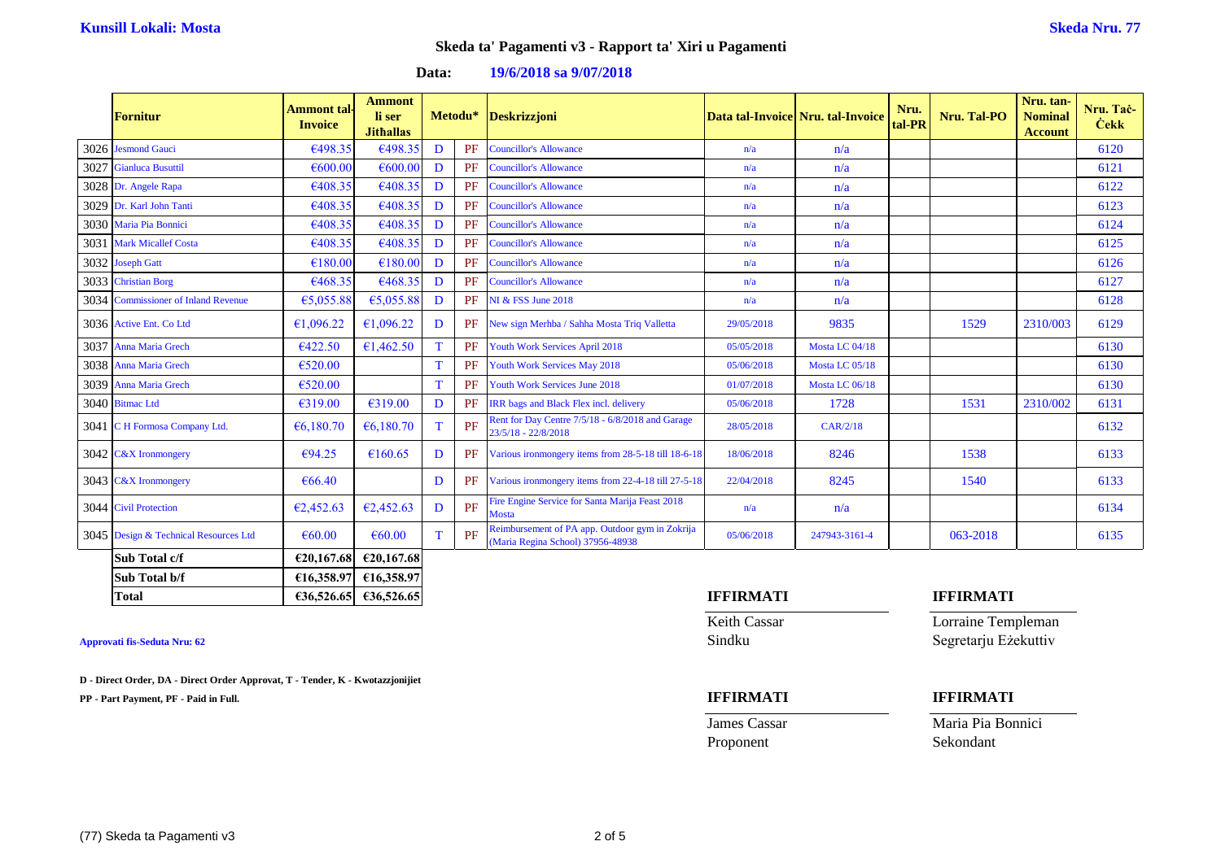**Kunsill Lokali: Mosta** **Skeda Nru. 77**

## Skeda ta' Pagamenti v3 - Rapport ta' Xiri u Pagamenti

**Data: 19/6/2018 sa 9/07/2018**

| | Fornitur | Ammont tal-Invoice | Ammont li ser Jitħallas | Metodu* | | Deskrizzjoni | Data tal-Invoice | Nru. tal-Invoice | Nru. tal-PR | Nru. Tal-PO | Nru. tan-Nominal Account | Nru. Taċ-Ċekk |
|---|---|---|---|---|---|---|---|---|---|---|---|---|
| 3026 | Jesmond Gauci | €498.35 | €498.35 | D | PF | Councillor's Allowance | n/a | n/a | | | | 6120 |
| 3027 | Gianluca Busuttil | €600.00 | €600.00 | D | PF | Councillor's Allowance | n/a | n/a | | | | 6121 |
| 3028 | Dr. Angele Rapa | €408.35 | €408.35 | D | PF | Councillor's Allowance | n/a | n/a | | | | 6122 |
| 3029 | Dr. Karl John Tanti | €408.35 | €408.35 | D | PF | Councillor's Allowance | n/a | n/a | | | | 6123 |
| 3030 | Maria Pia Bonnici | €408.35 | €408.35 | D | PF | Councillor's Allowance | n/a | n/a | | | | 6124 |
| 3031 | Mark Micallef Costa | €408.35 | €408.35 | D | PF | Councillor's Allowance | n/a | n/a | | | | 6125 |
| 3032 | Joseph Gatt | €180.00 | €180.00 | D | PF | Councillor's Allowance | n/a | n/a | | | | 6126 |
| 3033 | Christian Borg | €468.35 | €468.35 | D | PF | Councillor's Allowance | n/a | n/a | | | | 6127 |
| 3034 | Commissioner of Inland Revenue | €5,055.88 | €5,055.88 | D | PF | NI & FSS June 2018 | n/a | n/a | | | | 6128 |
| 3036 | Active Ent. Co Ltd | €1,096.22 | €1,096.22 | D | PF | New sign Merhba / Sahha Mosta Triq Valletta | 29/05/2018 | 9835 | | 1529 | 2310/003 | 6129 |
| 3037 | Anna Maria Grech | €422.50 | €1,462.50 | T | PF | Youth Work Services April 2018 | 05/05/2018 | Mosta LC 04/18 | | | | 6130 |
| 3038 | Anna Maria Grech | €520.00 | | T | PF | Youth Work Services May 2018 | 05/06/2018 | Mosta LC 05/18 | | | | 6130 |
| 3039 | Anna Maria Grech | €520.00 | | T | PF | Youth Work Services June 2018 | 01/07/2018 | Mosta LC 06/18 | | | | 6130 |
| 3040 | Bitmac Ltd | €319.00 | €319.00 | D | PF | IRR bags and Black Flex incl. delivery | 05/06/2018 | 1728 | | 1531 | 2310/002 | 6131 |
| 3041 | C H Formosa Company Ltd. | €6,180.70 | €6,180.70 | T | PF | Rent for Day Centre 7/5/18 - 6/8/2018 and Garage 23/5/18 - 22/8/2018 | 28/05/2018 | CAR/2/18 | | | | 6132 |
| 3042 | C&X Ironmongery | €94.25 | €160.65 | D | PF | Various ironmongery items from 28-5-18 till 18-6-18 | 18/06/2018 | 8246 | | 1538 | | 6133 |
| 3043 | C&X Ironmongery | €66.40 | | D | PF | Various ironmongery items from 22-4-18 till 27-5-18 | 22/04/2018 | 8245 | | 1540 | | 6133 |
| 3044 | Civil Protection | €2,452.63 | €2,452.63 | D | PF | Fire Engine Service for Santa Marija Feast 2018 Mosta | n/a | n/a | | | | 6134 |
| 3045 | Design & Technical Resources Ltd | €60.00 | €60.00 | T | PF | Reimbursement of PA app. Outdoor gym in Zokrija (Maria Regina School) 37956-48938 | 05/06/2018 | 247943-3161-4 | | 063-2018 | | 6135 |
| | **Sub Total c/f** | **€20,167.68** | **€20,167.68** | | | | | | | | | |
| | **Sub Total b/f** | **€16,358.97** | **€16,358.97** | | | | | | | | | |
| | **Total** | **€36,526.65** | **€36,526.65** | | | | | | | | | |

**Approvati fis-Seduta Nru: 62**

**D - Direct Order, DA - Direct Order Approvat, T - Tender, K - Kwotazzjonijiet**

**PP - Part Payment, PF - Paid in Full.**

| **IFFIRMATI** | **IFFIRMATI** |
|---|---|
| Keith Cassar | Lorraine Templeman |
| Sindku | Segretarju Eżekuttiv |

| **IFFIRMATI** | **IFFIRMATI** |
|---|---|
| James Cassar | Maria Pia Bonnici |
| Proponent | Sekondant |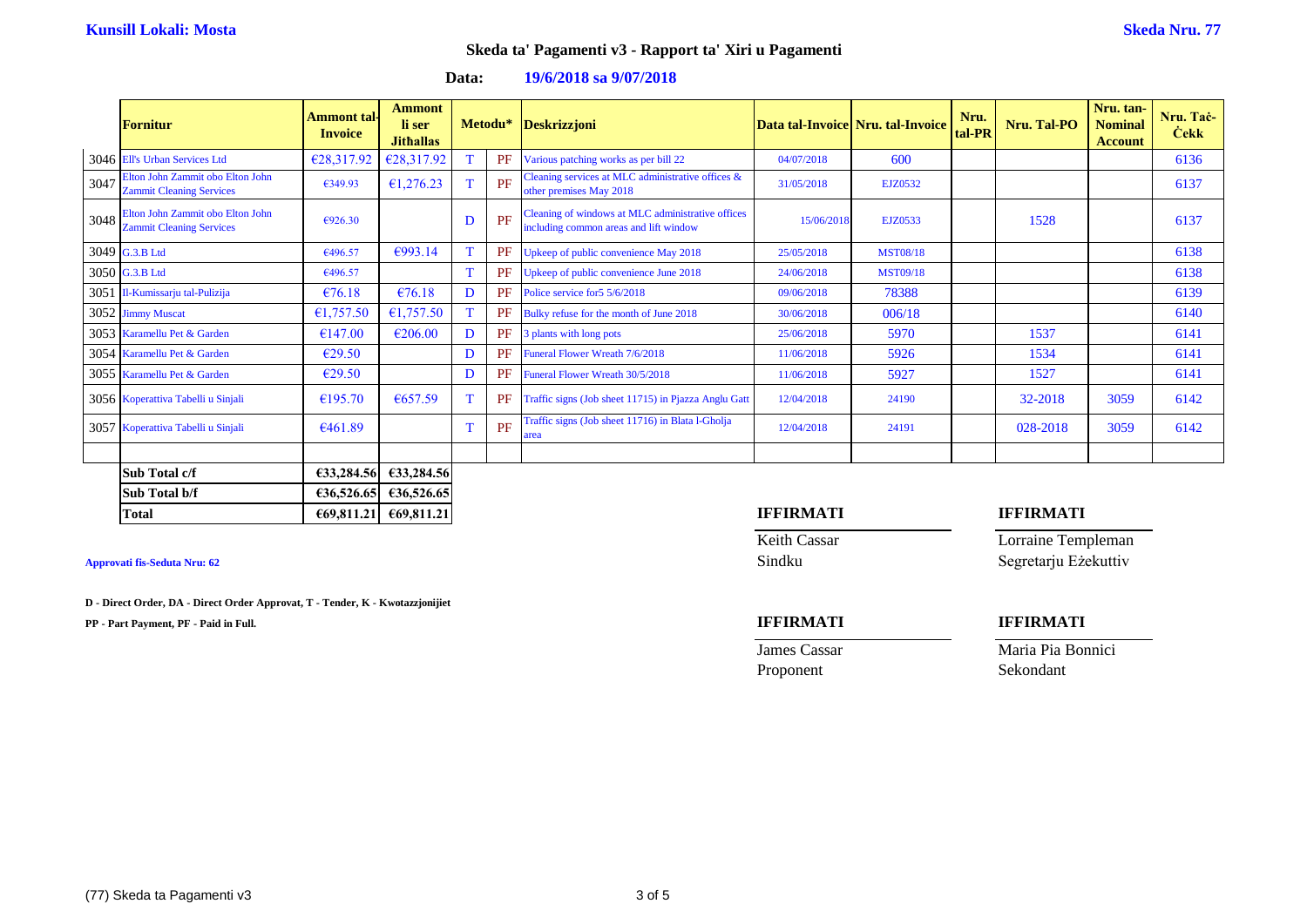**Kunsill Lokali: Mosta** **Skeda Nru. 77**

## Skeda ta' Pagamenti v3 - Rapport ta' Xiri u Pagamenti

**Data: 19/6/2018 sa 9/07/2018**

| | Fornitur | Ammont tal-Invoice | Ammont li ser Jitħallas | Metodu* | | Deskrizzjoni | Data tal-Invoice | Nru. tal-Invoice | Nru. tal-PR | Nru. Tal-PO | Nru. tan-Nominal Account | Nru. Taċ-Ċekk |
|---|---|---|---|---|---|---|---|---|---|---|---|---|
| 3046 | Ell's Urban Services Ltd | €28,317.92 | €28,317.92 | T | PF | Various patching works as per bill 22 | 04/07/2018 | 600 | | | | 6136 |
| 3047 | Elton John Zammit obo Elton John Zammit Cleaning Services | €349.93 | €1,276.23 | T | PF | Cleaning services at MLC administrative offices & other premises May 2018 | 31/05/2018 | EJZ0532 | | | | 6137 |
| 3048 | Elton John Zammit obo Elton John Zammit Cleaning Services | €926.30 | | D | PF | Cleaning of windows at MLC administrative offices including common areas and lift window | 15/06/2018 | EJZ0533 | | 1528 | | 6137 |
| 3049 | G.3.B Ltd | €496.57 | €993.14 | T | PF | Upkeep of public convenience May 2018 | 25/05/2018 | MST08/18 | | | | 6138 |
| 3050 | G.3.B Ltd | €496.57 | | T | PF | Upkeep of public convenience June 2018 | 24/06/2018 | MST09/18 | | | | 6138 |
| 3051 | Il-Kumissarju tal-Pulizija | €76.18 | €76.18 | D | PF | Police service for5 5/6/2018 | 09/06/2018 | 78388 | | | | 6139 |
| 3052 | Jimmy Muscat | €1,757.50 | €1,757.50 | T | PF | Bulky refuse for the month of June 2018 | 30/06/2018 | 006/18 | | | | 6140 |
| 3053 | Karamellu Pet & Garden | €147.00 | €206.00 | D | PF | 3 plants with long pots | 25/06/2018 | 5970 | | 1537 | | 6141 |
| 3054 | Karamellu Pet & Garden | €29.50 | | D | PF | Funeral Flower Wreath 7/6/2018 | 11/06/2018 | 5926 | | 1534 | | 6141 |
| 3055 | Karamellu Pet & Garden | €29.50 | | D | PF | Funeral Flower Wreath 30/5/2018 | 11/06/2018 | 5927 | | 1527 | | 6141 |
| 3056 | Koperattiva Tabelli u Sinjali | €195.70 | €657.59 | T | PF | Traffic signs (Job sheet 11715) in Pjazza Anglu Gatt | 12/04/2018 | 24190 | | 32-2018 | 3059 | 6142 |
| 3057 | Koperattiva Tabelli u Sinjali | €461.89 | | T | PF | Traffic signs (Job sheet 11716) in Blata l-Għolja area | 12/04/2018 | 24191 | | 028-2018 | 3059 | 6142 |
| | | | | | | | | | | | | |

| | Ammont tal-Invoice | Ammont li ser Jitħallas |
|---|---|---|
| **Sub Total c/f** | **€33,284.56** | **€33,284.56** |
| **Sub Total b/f** | **€36,526.65** | **€36,526.65** |
| **Total** | **€69,811.21** | **€69,811.21** |

**Approvati fis-Seduta Nru: 62**

**D - Direct Order, DA - Direct Order Approvat, T - Tender, K - Kwotazzjonijiet**

**PP - Part Payment, PF - Paid in Full.**

**IFFIRMATI**

Keith Cassar
Sindku

**IFFIRMATI**

Lorraine Templeman
Segretarju Eżekuttiv

**IFFIRMATI**

James Cassar
Proponent

**IFFIRMATI**

Maria Pia Bonnici
Sekondant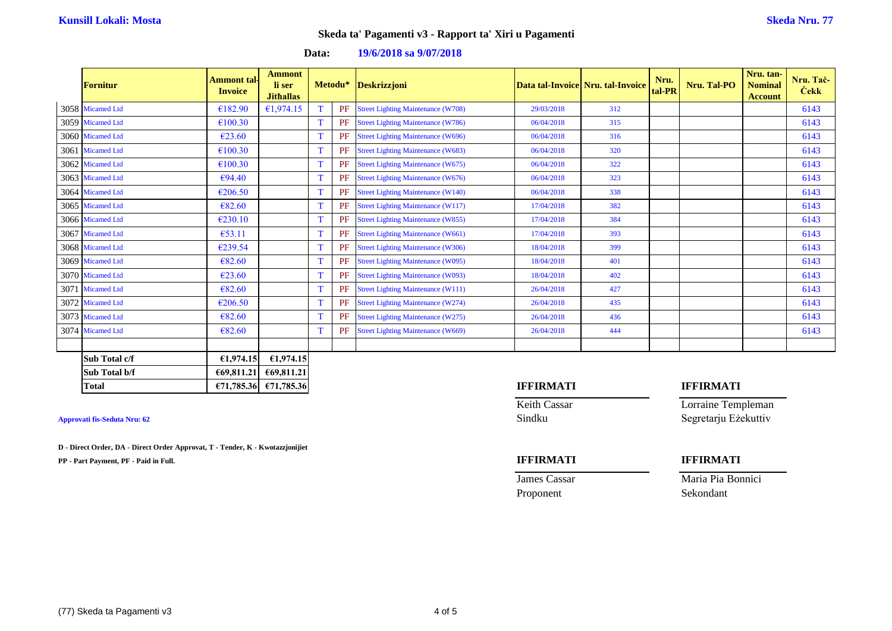**Kunsill Lokali: Mosta**

**Skeda Nru. 77**

## Skeda ta' Pagamenti v3 - Rapport ta' Xiri u Pagamenti

**Data:** **19/6/2018 sa 9/07/2018**

| | Fornitur | Ammont tal-Invoice | Ammont li ser Jitħallas | Metodu* | | Deskrizzjoni | Data tal-Invoice | Nru. tal-Invoice | Nru. tal-PR | Nru. Tal-PO | Nru. tan-Nominal Account | Nru. Taċ-Ċekk |
|---|---|---|---|---|---|---|---|---|---|---|---|---|
| 3058 | Micamed Ltd | €182.90 | €1,974.15 | T | PF | Street Lighting Maintenance (W708) | 29/03/2018 | 312 | | | | 6143 |
| 3059 | Micamed Ltd | €100.30 | | T | PF | Street Lighting Maintenance (W786) | 06/04/2018 | 315 | | | | 6143 |
| 3060 | Micamed Ltd | €23.60 | | T | PF | Street Lighting Maintenance (W696) | 06/04/2018 | 316 | | | | 6143 |
| 3061 | Micamed Ltd | €100.30 | | T | PF | Street Lighting Maintenance (W683) | 06/04/2018 | 320 | | | | 6143 |
| 3062 | Micamed Ltd | €100.30 | | T | PF | Street Lighting Maintenance (W675) | 06/04/2018 | 322 | | | | 6143 |
| 3063 | Micamed Ltd | €94.40 | | T | PF | Street Lighting Maintenance (W676) | 06/04/2018 | 323 | | | | 6143 |
| 3064 | Micamed Ltd | €206.50 | | T | PF | Street Lighting Maintenance (W140) | 06/04/2018 | 338 | | | | 6143 |
| 3065 | Micamed Ltd | €82.60 | | T | PF | Street Lighting Maintenance (W117) | 17/04/2018 | 382 | | | | 6143 |
| 3066 | Micamed Ltd | €230.10 | | T | PF | Street Lighting Maintenance (W855) | 17/04/2018 | 384 | | | | 6143 |
| 3067 | Micamed Ltd | €53.11 | | T | PF | Street Lighting Maintenance (W661) | 17/04/2018 | 393 | | | | 6143 |
| 3068 | Micamed Ltd | €239.54 | | T | PF | Street Lighting Maintenance (W306) | 18/04/2018 | 399 | | | | 6143 |
| 3069 | Micamed Ltd | €82.60 | | T | PF | Street Lighting Maintenance (W095) | 18/04/2018 | 401 | | | | 6143 |
| 3070 | Micamed Ltd | €23.60 | | T | PF | Street Lighting Maintenance (W093) | 18/04/2018 | 402 | | | | 6143 |
| 3071 | Micamed Ltd | €82.60 | | T | PF | Street Lighting Maintenance (W111) | 26/04/2018 | 427 | | | | 6143 |
| 3072 | Micamed Ltd | €206.50 | | T | PF | Street Lighting Maintenance (W274) | 26/04/2018 | 435 | | | | 6143 |
| 3073 | Micamed Ltd | €82.60 | | T | PF | Street Lighting Maintenance (W275) | 26/04/2018 | 436 | | | | 6143 |
| 3074 | Micamed Ltd | €82.60 | | T | PF | Street Lighting Maintenance (W669) | 26/04/2018 | 444 | | | | 6143 |
| | | | | | | | | | | | | |
| | **Sub Total c/f** | **€1,974.15** | **€1,974.15** | | | | | | | | | |
| | **Sub Total b/f** | **€69,811.21** | **€69,811.21** | | | | | | | | | |
| | **Total** | **€71,785.36** | **€71,785.36** | | | | | | | | | |

**Approvati fis-Seduta Nru: 62**

**D - Direct Order, DA - Direct Order Approvat, T - Tender, K - Kwotazzjonijiet**

**PP - Part Payment, PF - Paid in Full.**

**IFFIRMATI**

Keith Cassar
Sindku

**IFFIRMATI**

Lorraine Templeman
Segretarju Eżekuttiv

**IFFIRMATI**

James Cassar
Proponent

**IFFIRMATI**

Maria Pia Bonnici
Sekondant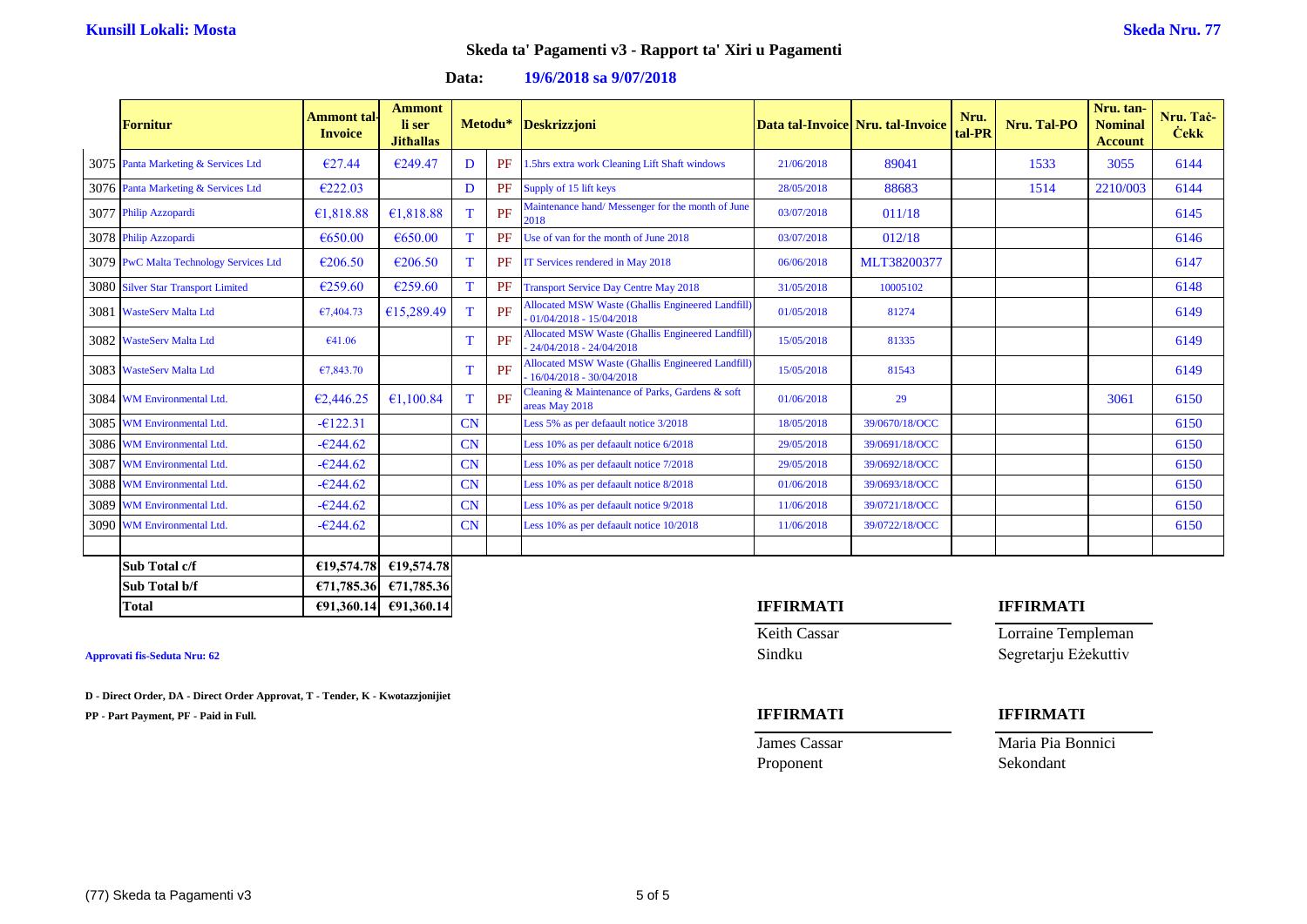**Kunsill Lokali: Mosta** | **Skeda Nru. 77**

## Skeda ta' Pagamenti v3 - Rapport ta' Xiri u Pagamenti

**Data:** **19/6/2018 sa 9/07/2018**

| | Fornitur | Ammont tal-Invoice | Ammont li ser Jitħallas | Metodu* | | Deskrizzjoni | Data tal-Invoice | Nru. tal-Invoice | Nru. tal-PR | Nru. Tal-PO | Nru. tan-Nominal Account | Nru. Taċ-Ċekk |
|---|---|---|---|---|---|---|---|---|---|---|---|---|
| 3075 | Panta Marketing & Services Ltd | €27.44 | €249.47 | D | PF | 1.5hrs extra work Cleaning Lift Shaft windows | 21/06/2018 | 89041 | | 1533 | 3055 | 6144 |
| 3076 | Panta Marketing & Services Ltd | €222.03 | | D | PF | Supply of 15 lift keys | 28/05/2018 | 88683 | | 1514 | 2210/003 | 6144 |
| 3077 | Philip Azzopardi | €1,818.88 | €1,818.88 | T | PF | Maintenance hand/ Messenger for the month of June 2018 | 03/07/2018 | 011/18 | | | | 6145 |
| 3078 | Philip Azzopardi | €650.00 | €650.00 | T | PF | Use of van for the month of June 2018 | 03/07/2018 | 012/18 | | | | 6146 |
| 3079 | PwC Malta Technology Services Ltd | €206.50 | €206.50 | T | PF | IT Services rendered in May 2018 | 06/06/2018 | MLT38200377 | | | | 6147 |
| 3080 | Silver Star Transport Limited | €259.60 | €259.60 | T | PF | Transport Service Day Centre May 2018 | 31/05/2018 | 10005102 | | | | 6148 |
| 3081 | WasteServ Malta Ltd | €7,404.73 | €15,289.49 | T | PF | Allocated MSW Waste (Ghallis Engineered Landfill) - 01/04/2018 - 15/04/2018 | 01/05/2018 | 81274 | | | | 6149 |
| 3082 | WasteServ Malta Ltd | €41.06 | | T | PF | Allocated MSW Waste (Ghallis Engineered Landfill) - 24/04/2018 - 24/04/2018 | 15/05/2018 | 81335 | | | | 6149 |
| 3083 | WasteServ Malta Ltd | €7,843.70 | | T | PF | Allocated MSW Waste (Ghallis Engineered Landfill) - 16/04/2018 - 30/04/2018 | 15/05/2018 | 81543 | | | | 6149 |
| 3084 | WM Environmental Ltd. | €2,446.25 | €1,100.84 | T | PF | Cleaning & Maintenance of Parks, Gardens & soft areas May 2018 | 01/06/2018 | 29 | | | 3061 | 6150 |
| 3085 | WM Environmental Ltd. | -€122.31 | | CN | | Less 5% as per defaault notice 3/2018 | 18/05/2018 | 39/0670/18/OCC | | | | 6150 |
| 3086 | WM Environmental Ltd. | -€244.62 | | CN | | Less 10% as per defaault notice 6/2018 | 29/05/2018 | 39/0691/18/OCC | | | | 6150 |
| 3087 | WM Environmental Ltd. | -€244.62 | | CN | | Less 10% as per defaault notice 7/2018 | 29/05/2018 | 39/0692/18/OCC | | | | 6150 |
| 3088 | WM Environmental Ltd. | -€244.62 | | CN | | Less 10% as per defaault notice 8/2018 | 01/06/2018 | 39/0693/18/OCC | | | | 6150 |
| 3089 | WM Environmental Ltd. | -€244.62 | | CN | | Less 10% as per defaault notice 9/2018 | 11/06/2018 | 39/0721/18/OCC | | | | 6150 |
| 3090 | WM Environmental Ltd. | -€244.62 | | CN | | Less 10% as per defaault notice 10/2018 | 11/06/2018 | 39/0722/18/OCC | | | | 6150 |
| | | | | | | | | | | | | |
| | **Sub Total c/f** | **€19,574.78** | **€19,574.78** | | | | | | | | | |
| | **Sub Total b/f** | **€71,785.36** | **€71,785.36** | | | | | | | | | |
| | **Total** | **€91,360.14** | **€91,360.14** | | | | | | | | | |

**Approvati fis-Seduta Nru: 62**

**D - Direct Order, DA - Direct Order Approvat, T - Tender, K - Kwotazzjonijiet**

**PP - Part Payment, PF - Paid in Full.**

**IFFIRMATI**
Keith Cassar
Sindku

**IFFIRMATI**
Lorraine Templeman
Segretarju Eżekuttiv

**IFFIRMATI**
James Cassar
Proponent

**IFFIRMATI**
Maria Pia Bonnici
Sekondant